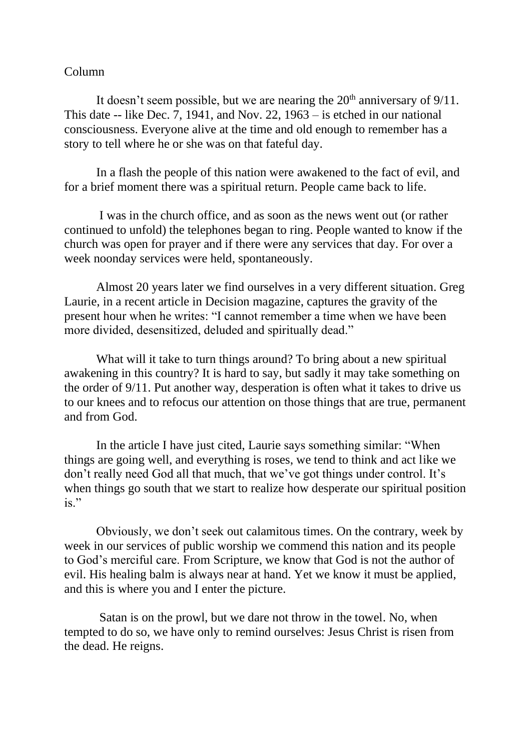Column

It doesn't seem possible, but we are nearing the 20th anniversary of 9/11. This date -- like Dec. 7, 1941, and Nov. 22, 1963 – is etched in our national consciousness. Everyone alive at the time and old enough to remember has a story to tell where he or she was on that fateful day.

In a flash the people of this nation were awakened to the fact of evil, and for a brief moment there was a spiritual return. People came back to life.

I was in the church office, and as soon as the news went out (or rather continued to unfold) the telephones began to ring. People wanted to know if the church was open for prayer and if there were any services that day. For over a week noonday services were held, spontaneously.

Almost 20 years later we find ourselves in a very different situation. Greg Laurie, in a recent article in Decision magazine, captures the gravity of the present hour when he writes: "I cannot remember a time when we have been more divided, desensitized, deluded and spiritually dead."

What will it take to turn things around? To bring about a new spiritual awakening in this country? It is hard to say, but sadly it may take something on the order of 9/11. Put another way, desperation is often what it takes to drive us to our knees and to refocus our attention on those things that are true, permanent and from God.

In the article I have just cited, Laurie says something similar: "When things are going well, and everything is roses, we tend to think and act like we don't really need God all that much, that we've got things under control. It's when things go south that we start to realize how desperate our spiritual position is."

Obviously, we don't seek out calamitous times. On the contrary, week by week in our services of public worship we commend this nation and its people to God's merciful care. From Scripture, we know that God is not the author of evil. His healing balm is always near at hand. Yet we know it must be applied, and this is where you and I enter the picture.

Satan is on the prowl, but we dare not throw in the towel. No, when tempted to do so, we have only to remind ourselves: Jesus Christ is risen from the dead. He reigns.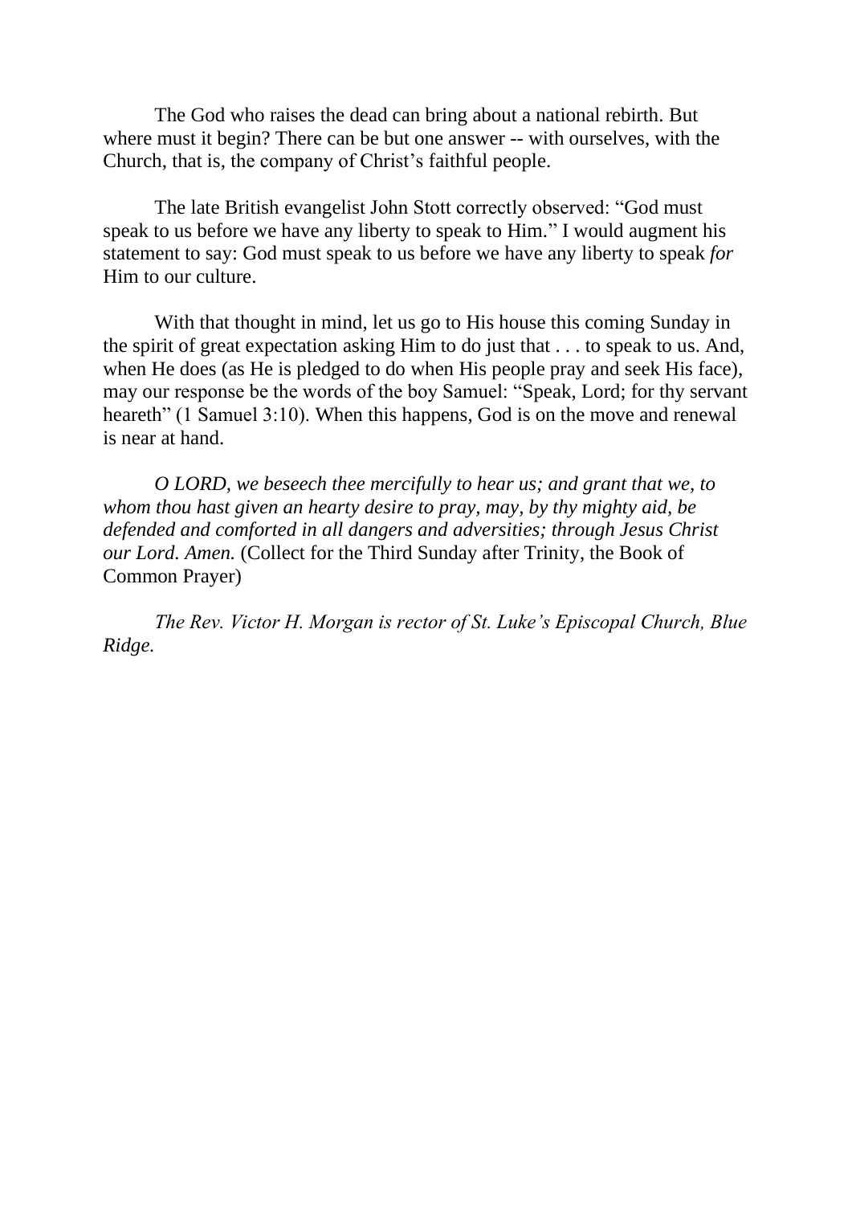The God who raises the dead can bring about a national rebirth. But where must it begin? There can be but one answer -- with ourselves, with the Church, that is, the company of Christ's faithful people.

The late British evangelist John Stott correctly observed: "God must speak to us before we have any liberty to speak to Him." I would augment his statement to say: God must speak to us before we have any liberty to speak *for* Him to our culture.

With that thought in mind, let us go to His house this coming Sunday in the spirit of great expectation asking Him to do just that . . . to speak to us. And, when He does (as He is pledged to do when His people pray and seek His face), may our response be the words of the boy Samuel: "Speak, Lord; for thy servant heareth" (1 Samuel 3:10). When this happens, God is on the move and renewal is near at hand.

*O LORD, we beseech thee mercifully to hear us; and grant that we, to whom thou hast given an hearty desire to pray, may, by thy mighty aid, be defended and comforted in all dangers and adversities; through Jesus Christ our Lord. Amen.* (Collect for the Third Sunday after Trinity, the Book of Common Prayer)

*The Rev. Victor H. Morgan is rector of St. Luke's Episcopal Church, Blue Ridge.*